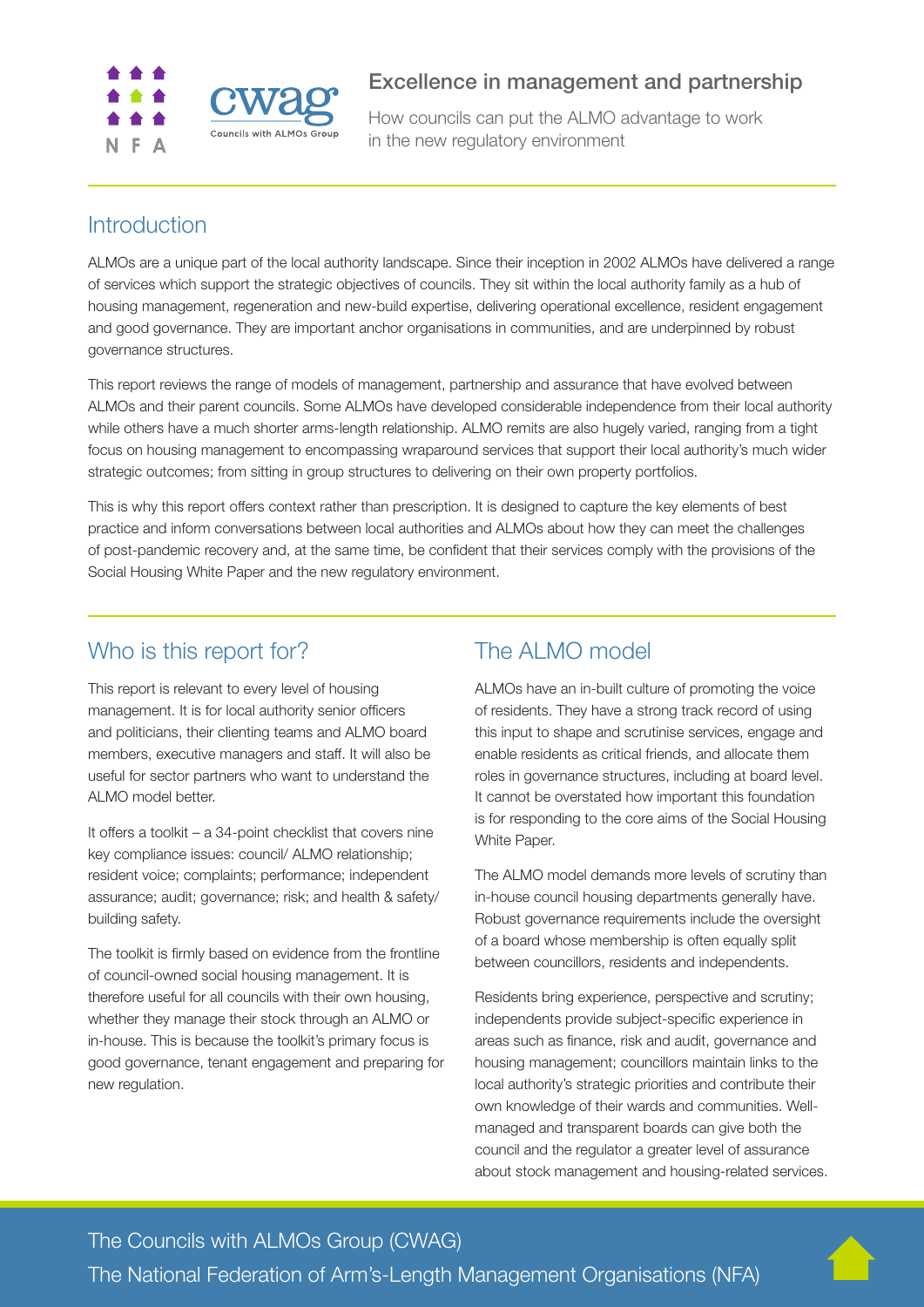# Excellence in management and partnership

How councils can put the ALMO advantage to work in the new regulatory environment

## Introduction

ALMOs are a unique part of the local authority landscape. Since their inception in 2002 ALMOs have delivered a range of services which support the strategic objectives of councils. They sit within the local authority family as a hub of housing management, regeneration and new-build expertise, delivering operational excellence, resident engagement and good governance. They are important anchor organisations in communities, and are underpinned by robust governance structures.

This report reviews the range of models of management, partnership and assurance that have evolved between ALMOs and their parent councils. Some ALMOs have developed considerable independence from their local authority while others have a much shorter arms-length relationship. ALMO remits are also hugely varied, ranging from a tight focus on housing management to encompassing wraparound services that support their local authority's much wider strategic outcomes; from sitting in group structures to delivering on their own property portfolios.

This is why this report offers context rather than prescription. It is designed to capture the key elements of best practice and inform conversations between local authorities and ALMOs about how they can meet the challenges of post-pandemic recovery and, at the same time, be confident that their services comply with the provisions of the Social Housing White Paper and the new regulatory environment.

## Who is this report for?

This report is relevant to every level of housing management. It is for local authority senior officers and politicians, their clienting teams and ALMO board members, executive managers and staff. It will also be useful for sector partners who want to understand the ALMO model better.

It offers a toolkit – a 34-point checklist that covers nine key compliance issues: council/ ALMO relationship; resident voice; complaints; performance; independent assurance; audit; governance; risk; and health & safety/ building safety.

The toolkit is firmly based on evidence from the frontline of council-owned social housing management. It is therefore useful for all councils with their own housing, whether they manage their stock through an ALMO or in-house. This is because the toolkit's primary focus is good governance, tenant engagement and preparing for new regulation.

## The ALMO model

ALMOs have an in-built culture of promoting the voice of residents. They have a strong track record of using this input to shape and scrutinise services, engage and enable residents as critical friends, and allocate them roles in governance structures, including at board level. It cannot be overstated how important this foundation is for responding to the core aims of the Social Housing White Paper.

The ALMO model demands more levels of scrutiny than in-house council housing departments generally have. Robust governance requirements include the oversight of a board whose membership is often equally split between councillors, residents and independents.

Residents bring experience, perspective and scrutiny; independents provide subject-specific experience in areas such as finance, risk and audit, governance and housing management; councillors maintain links to the local authority's strategic priorities and contribute their own knowledge of their wards and communities. Well-managed and transparent boards can give both the council and the regulator a greater level of assurance about stock management and housing-related services.

The Councils with ALMOs Group (CWAG)

The National Federation of Arm's-Length Management Organisations (NFA)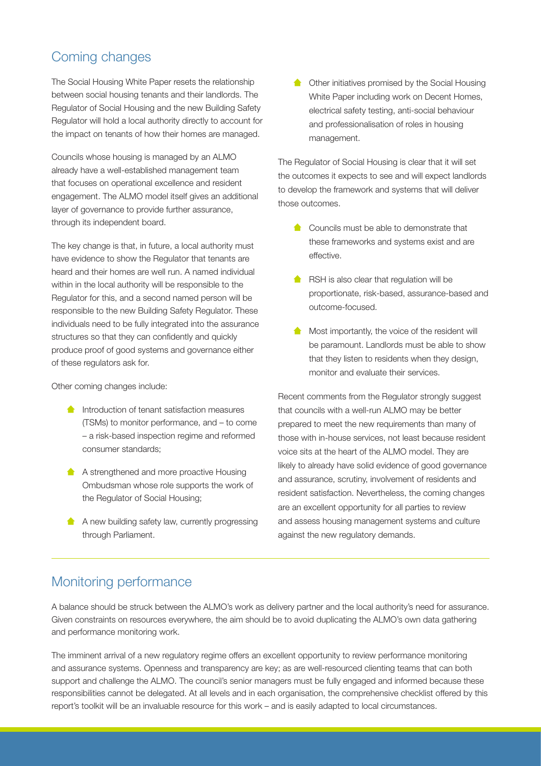## Coming changes

The Social Housing White Paper resets the relationship between social housing tenants and their landlords. The Regulator of Social Housing and the new Building Safety Regulator will hold a local authority directly to account for the impact on tenants of how their homes are managed.

Councils whose housing is managed by an ALMO already have a well-established management team that focuses on operational excellence and resident engagement. The ALMO model itself gives an additional layer of governance to provide further assurance, through its independent board.

The key change is that, in future, a local authority must have evidence to show the Regulator that tenants are heard and their homes are well run. A named individual within in the local authority will be responsible to the Regulator for this, and a second named person will be responsible to the new Building Safety Regulator. These individuals need to be fully integrated into the assurance structures so that they can confidently and quickly produce proof of good systems and governance either of these regulators ask for.

Other coming changes include:

- Introduction of tenant satisfaction measures (TSMs) to monitor performance, and – to come – a risk-based inspection regime and reformed consumer standards;
- A strengthened and more proactive Housing Ombudsman whose role supports the work of the Regulator of Social Housing;
- A new building safety law, currently progressing through Parliament.
- Other initiatives promised by the Social Housing White Paper including work on Decent Homes, electrical safety testing, anti-social behaviour and professionalisation of roles in housing management.

The Regulator of Social Housing is clear that it will set the outcomes it expects to see and will expect landlords to develop the framework and systems that will deliver those outcomes.

- Councils must be able to demonstrate that these frameworks and systems exist and are effective.
- RSH is also clear that regulation will be proportionate, risk-based, assurance-based and outcome-focused.
- Most importantly, the voice of the resident will be paramount. Landlords must be able to show that they listen to residents when they design, monitor and evaluate their services.

Recent comments from the Regulator strongly suggest that councils with a well-run ALMO may be better prepared to meet the new requirements than many of those with in-house services, not least because resident voice sits at the heart of the ALMO model. They are likely to already have solid evidence of good governance and assurance, scrutiny, involvement of residents and resident satisfaction. Nevertheless, the coming changes are an excellent opportunity for all parties to review and assess housing management systems and culture against the new regulatory demands.

## Monitoring performance

A balance should be struck between the ALMO's work as delivery partner and the local authority's need for assurance. Given constraints on resources everywhere, the aim should be to avoid duplicating the ALMO's own data gathering and performance monitoring work.

The imminent arrival of a new regulatory regime offers an excellent opportunity to review performance monitoring and assurance systems. Openness and transparency are key; as are well-resourced clienting teams that can both support and challenge the ALMO. The council's senior managers must be fully engaged and informed because these responsibilities cannot be delegated. At all levels and in each organisation, the comprehensive checklist offered by this report's toolkit will be an invaluable resource for this work – and is easily adapted to local circumstances.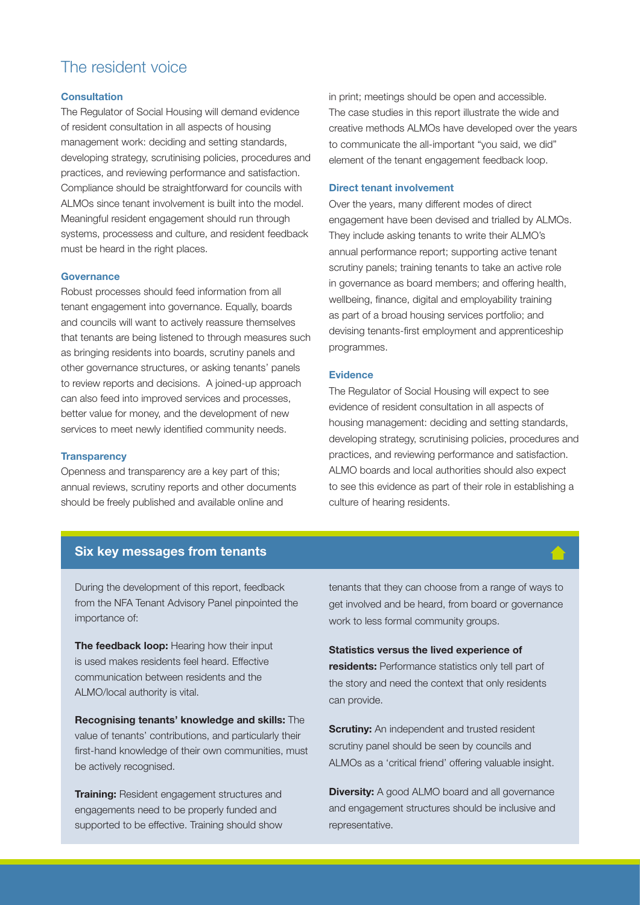# The resident voice

### Consultation

The Regulator of Social Housing will demand evidence of resident consultation in all aspects of housing management work: deciding and setting standards, developing strategy, scrutinising policies, procedures and practices, and reviewing performance and satisfaction. Compliance should be straightforward for councils with ALMOs since tenant involvement is built into the model. Meaningful resident engagement should run through systems, processess and culture, and resident feedback must be heard in the right places.

### Governance

Robust processes should feed information from all tenant engagement into governance. Equally, boards and councils will want to actively reassure themselves that tenants are being listened to through measures such as bringing residents into boards, scrutiny panels and other governance structures, or asking tenants' panels to review reports and decisions. A joined-up approach can also feed into improved services and processes, better value for money, and the development of new services to meet newly identified community needs.

### Transparency

Openness and transparency are a key part of this; annual reviews, scrutiny reports and other documents should be freely published and available online and in print; meetings should be open and accessible. The case studies in this report illustrate the wide and creative methods ALMOs have developed over the years to communicate the all-important "you said, we did" element of the tenant engagement feedback loop.

### Direct tenant involvement

Over the years, many different modes of direct engagement have been devised and trialled by ALMOs. They include asking tenants to write their ALMO's annual performance report; supporting active tenant scrutiny panels; training tenants to take an active role in governance as board members; and offering health, wellbeing, finance, digital and employability training as part of a broad housing services portfolio; and devising tenants-first employment and apprenticeship programmes.

### Evidence

The Regulator of Social Housing will expect to see evidence of resident consultation in all aspects of housing management: deciding and setting standards, developing strategy, scrutinising policies, procedures and practices, and reviewing performance and satisfaction. ALMO boards and local authorities should also expect to see this evidence as part of their role in establishing a culture of hearing residents.

## Six key messages from tenants

During the development of this report, feedback from the NFA Tenant Advisory Panel pinpointed the importance of:

**The feedback loop:** Hearing how their input is used makes residents feel heard. Effective communication between residents and the ALMO/local authority is vital.

**Recognising tenants' knowledge and skills:** The value of tenants' contributions, and particularly their first-hand knowledge of their own communities, must be actively recognised.

**Training:** Resident engagement structures and engagements need to be properly funded and supported to be effective. Training should show tenants that they can choose from a range of ways to get involved and be heard, from board or governance work to less formal community groups.

**Statistics versus the lived experience of residents:** Performance statistics only tell part of the story and need the context that only residents can provide.

**Scrutiny:** An independent and trusted resident scrutiny panel should be seen by councils and ALMOs as a 'critical friend' offering valuable insight.

**Diversity:** A good ALMO board and all governance and engagement structures should be inclusive and representative.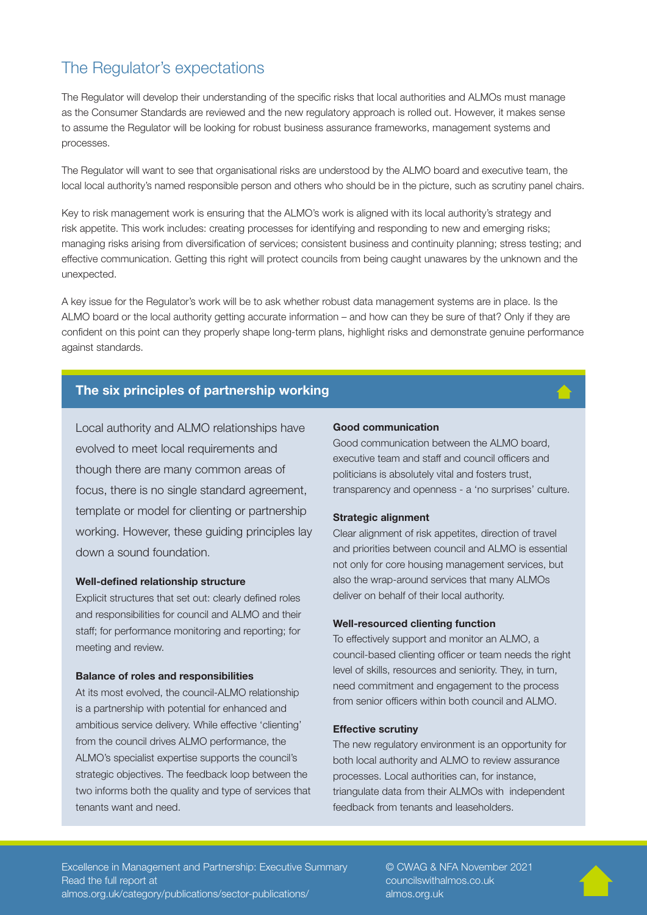## The Regulator's expectations

The Regulator will develop their understanding of the specific risks that local authorities and ALMOs must manage as the Consumer Standards are reviewed and the new regulatory approach is rolled out. However, it makes sense to assume the Regulator will be looking for robust business assurance frameworks, management systems and processes.

The Regulator will want to see that organisational risks are understood by the ALMO board and executive team, the local local authority's named responsible person and others who should be in the picture, such as scrutiny panel chairs.

Key to risk management work is ensuring that the ALMO's work is aligned with its local authority's strategy and risk appetite. This work includes: creating processes for identifying and responding to new and emerging risks; managing risks arising from diversification of services; consistent business and continuity planning; stress testing; and effective communication. Getting this right will protect councils from being caught unawares by the unknown and the unexpected.

A key issue for the Regulator's work will be to ask whether robust data management systems are in place. Is the ALMO board or the local authority getting accurate information – and how can they be sure of that? Only if they are confident on this point can they properly shape long-term plans, highlight risks and demonstrate genuine performance against standards.

### The six principles of partnership working

Local authority and ALMO relationships have evolved to meet local requirements and though there are many common areas of focus, there is no single standard agreement, template or model for clienting or partnership working. However, these guiding principles lay down a sound foundation.

**Well-defined relationship structure**
Explicit structures that set out: clearly defined roles and responsibilities for council and ALMO and their staff; for performance monitoring and reporting; for meeting and review.

**Balance of roles and responsibilities**
At its most evolved, the council-ALMO relationship is a partnership with potential for enhanced and ambitious service delivery. While effective 'clienting' from the council drives ALMO performance, the ALMO's specialist expertise supports the council's strategic objectives. The feedback loop between the two informs both the quality and type of services that tenants want and need.

**Good communication**
Good communication between the ALMO board, executive team and staff and council officers and politicians is absolutely vital and fosters trust, transparency and openness - a 'no surprises' culture.

**Strategic alignment**
Clear alignment of risk appetites, direction of travel and priorities between council and ALMO is essential not only for core housing management services, but also the wrap-around services that many ALMOs deliver on behalf of their local authority.

**Well-resourced clienting function**
To effectively support and monitor an ALMO, a council-based clienting officer or team needs the right level of skills, resources and seniority. They, in turn, need commitment and engagement to the process from senior officers within both council and ALMO.

**Effective scrutiny**
The new regulatory environment is an opportunity for both local authority and ALMO to review assurance processes. Local authorities can, for instance, triangulate data from their ALMOs with independent feedback from tenants and leaseholders.

Excellence in Management and Partnership: Executive Summary
Read the full report at
almos.org.uk/category/publications/sector-publications/

© CWAG & NFA November 2021
councilswithalmos.co.uk
almos.org.uk